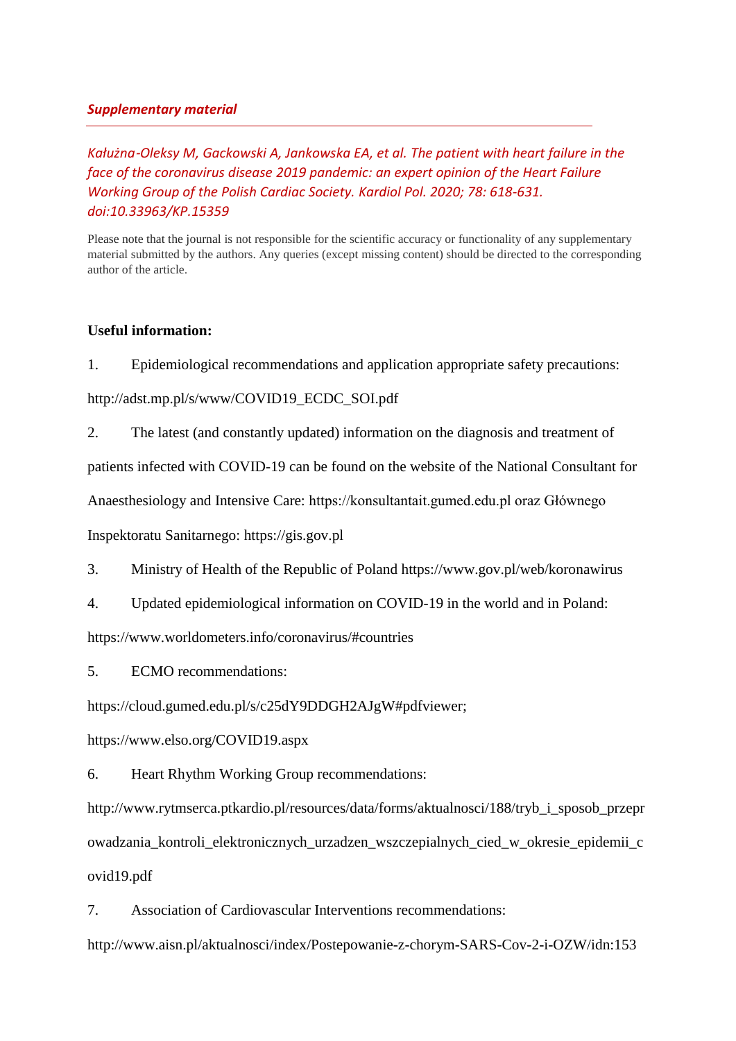***Supplementary material***

---

*Kałużna-Oleksy M, Gackowski A, Jankowska EA, et al. The patient with heart failure in the face of the coronavirus disease 2019 pandemic: an expert opinion of the Heart Failure Working Group of the Polish Cardiac Society. Kardiol Pol. 2020; 78: 618-631. doi:10.33963/KP.15359*

Please note that the journal is not responsible for the scientific accuracy or functionality of any supplementary material submitted by the authors. Any queries (except missing content) should be directed to the corresponding author of the article.

**Useful information:**

1. Epidemiological recommendations and application appropriate safety precautions: http://adst.mp.pl/s/www/COVID19_ECDC_SOI.pdf

2. The latest (and constantly updated) information on the diagnosis and treatment of patients infected with COVID-19 can be found on the website of the National Consultant for Anaesthesiology and Intensive Care: https://konsultantait.gumed.edu.pl oraz Głównego Inspektoratu Sanitarnego: https://gis.gov.pl

3. Ministry of Health of the Republic of Poland https://www.gov.pl/web/koronawirus

4. Updated epidemiological information on COVID-19 in the world and in Poland: https://www.worldometers.info/coronavirus/#countries

5. ECMO recommendations: https://cloud.gumed.edu.pl/s/c25dY9DDGH2AJgW#pdfviewer; https://www.elso.org/COVID19.aspx

6. Heart Rhythm Working Group recommendations: http://www.rytmserca.ptkardio.pl/resources/data/forms/aktualnosci/188/tryb_i_sposob_przeprowadzania_kontroli_elektronicznych_urzadzen_wszczepialnych_cied_w_okresie_epidemii_covid19.pdf

7. Association of Cardiovascular Interventions recommendations: http://www.aisn.pl/aktualnosci/index/Postepowanie-z-chorym-SARS-Cov-2-i-OZW/idn:153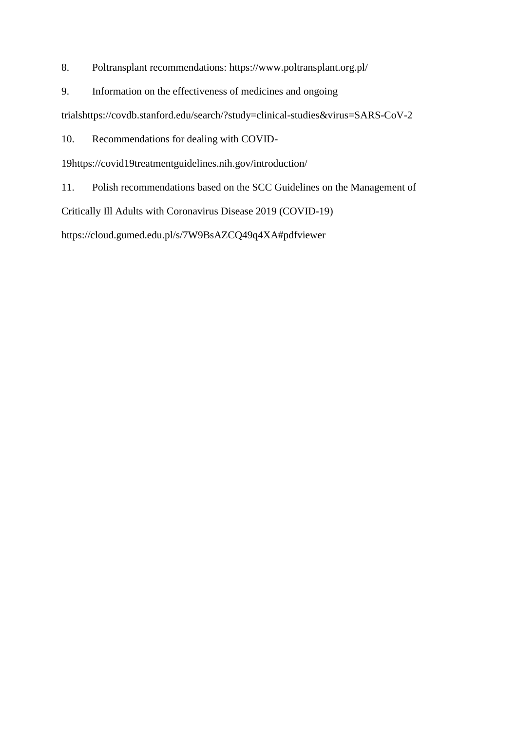8. Poltransplant recommendations: https://www.poltransplant.org.pl/

9. Information on the effectiveness of medicines and ongoing trialshttps://covdb.stanford.edu/search/?study=clinical-studies&virus=SARS-CoV-2

10. Recommendations for dealing with COVID-19https://covid19treatmentguidelines.nih.gov/introduction/

11. Polish recommendations based on the SCC Guidelines on the Management of Critically Ill Adults with Coronavirus Disease 2019 (COVID-19) https://cloud.gumed.edu.pl/s/7W9BsAZCQ49q4XA#pdfviewer